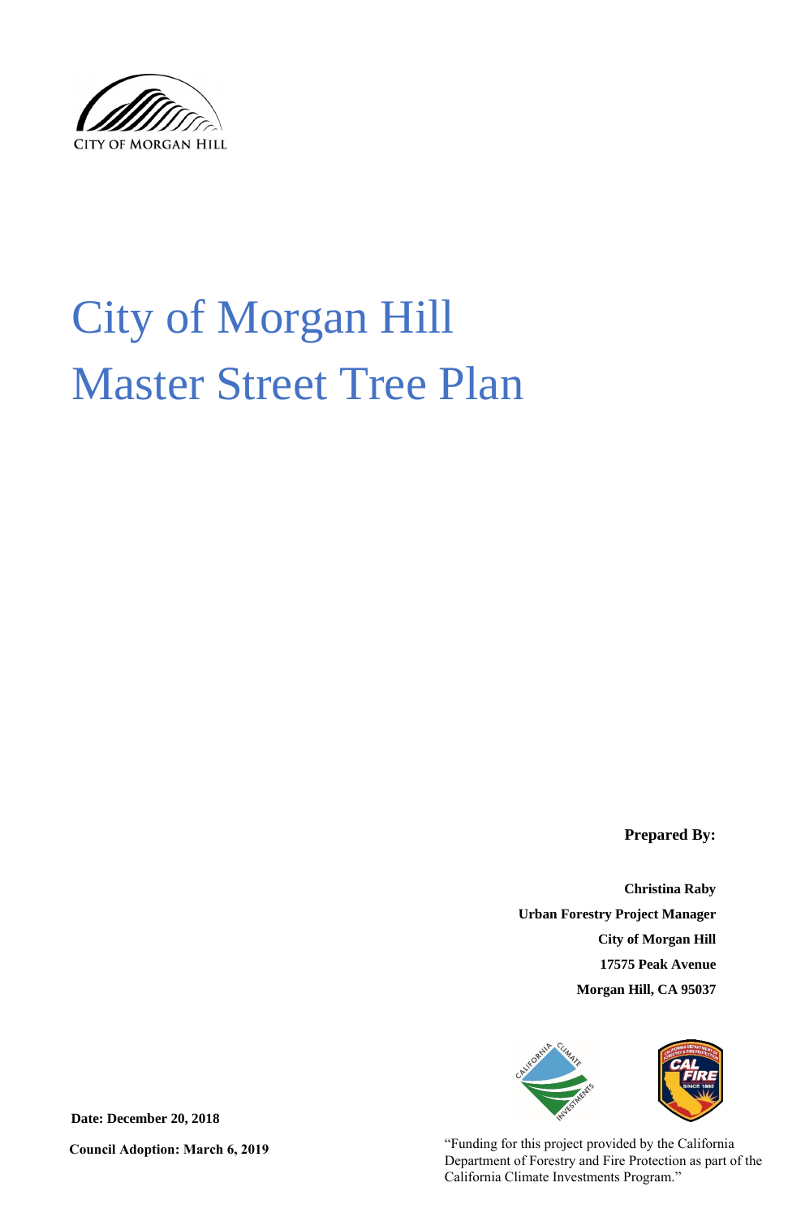CITY OF MORGAN HILL

# City of Morgan Hill
# Master Street Tree Plan

**Prepared By:**

**Christina Raby**
**Urban Forestry Project Manager**
**City of Morgan Hill**
**17575 Peak Avenue**
**Morgan Hill, CA 95037**

**Date: December 20, 2018**

**Council Adoption: March 6, 2019**

"Funding for this project provided by the California Department of Forestry and Fire Protection as part of the California Climate Investments Program."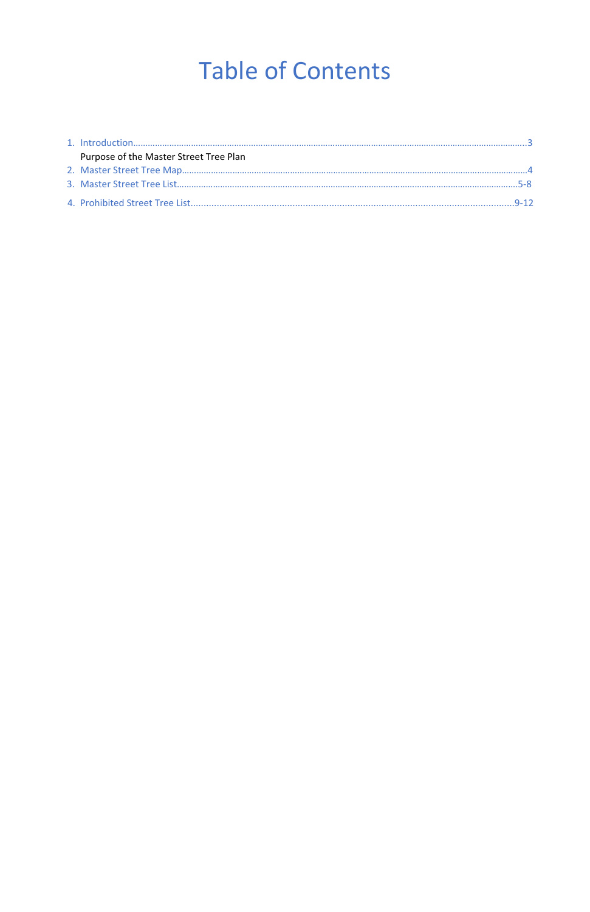# Table of Contents

1. Introduction....................................................................................................................................................3
   Purpose of the Master Street Tree Plan
2. Master Street Tree Map...............................................................................................................................4
3. Master Street Tree List...........................................................................................................................5-8
4. Prohibited Street Tree List....................................................................................................................9-12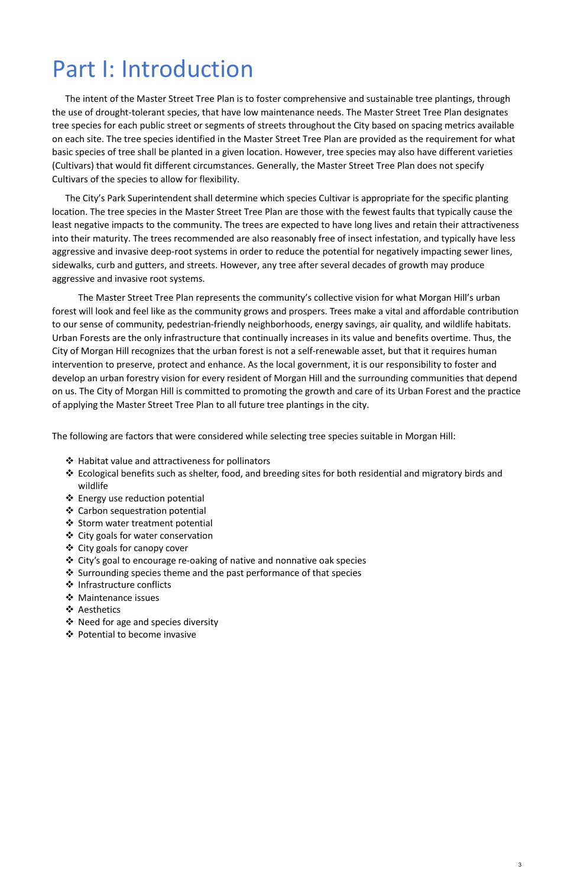# Part I: Introduction

The intent of the Master Street Tree Plan is to foster comprehensive and sustainable tree plantings, through the use of drought-tolerant species, that have low maintenance needs. The Master Street Tree Plan designates tree species for each public street or segments of streets throughout the City based on spacing metrics available on each site. The tree species identified in the Master Street Tree Plan are provided as the requirement for what basic species of tree shall be planted in a given location. However, tree species may also have different varieties (Cultivars) that would fit different circumstances. Generally, the Master Street Tree Plan does not specify Cultivars of the species to allow for flexibility.

The City's Park Superintendent shall determine which species Cultivar is appropriate for the specific planting location. The tree species in the Master Street Tree Plan are those with the fewest faults that typically cause the least negative impacts to the community. The trees are expected to have long lives and retain their attractiveness into their maturity. The trees recommended are also reasonably free of insect infestation, and typically have less aggressive and invasive deep-root systems in order to reduce the potential for negatively impacting sewer lines, sidewalks, curb and gutters, and streets. However, any tree after several decades of growth may produce aggressive and invasive root systems.

The Master Street Tree Plan represents the community's collective vision for what Morgan Hill's urban forest will look and feel like as the community grows and prospers. Trees make a vital and affordable contribution to our sense of community, pedestrian-friendly neighborhoods, energy savings, air quality, and wildlife habitats. Urban Forests are the only infrastructure that continually increases in its value and benefits overtime. Thus, the City of Morgan Hill recognizes that the urban forest is not a self-renewable asset, but that it requires human intervention to preserve, protect and enhance. As the local government, it is our responsibility to foster and develop an urban forestry vision for every resident of Morgan Hill and the surrounding communities that depend on us. The City of Morgan Hill is committed to promoting the growth and care of its Urban Forest and the practice of applying the Master Street Tree Plan to all future tree plantings in the city.

The following are factors that were considered while selecting tree species suitable in Morgan Hill:

- Habitat value and attractiveness for pollinators
- Ecological benefits such as shelter, food, and breeding sites for both residential and migratory birds and wildlife
- Energy use reduction potential
- Carbon sequestration potential
- Storm water treatment potential
- City goals for water conservation
- City goals for canopy cover
- City's goal to encourage re-oaking of native and nonnative oak species
- Surrounding species theme and the past performance of that species
- Infrastructure conflicts
- Maintenance issues
- Aesthetics
- Need for age and species diversity
- Potential to become invasive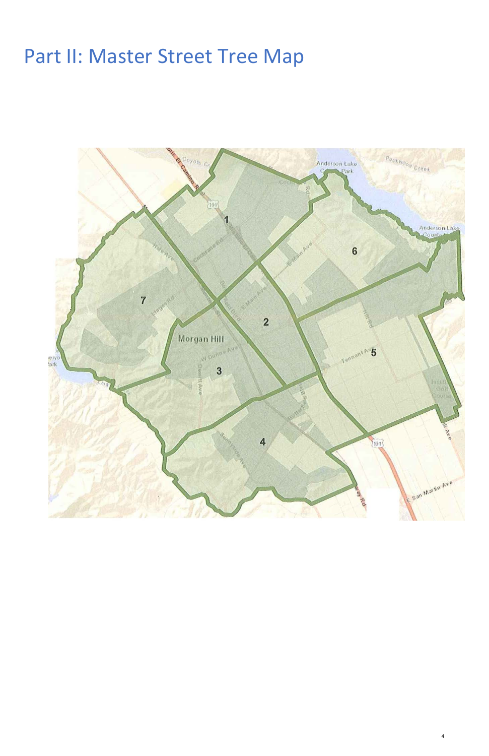# Part II: Master Street Tree Map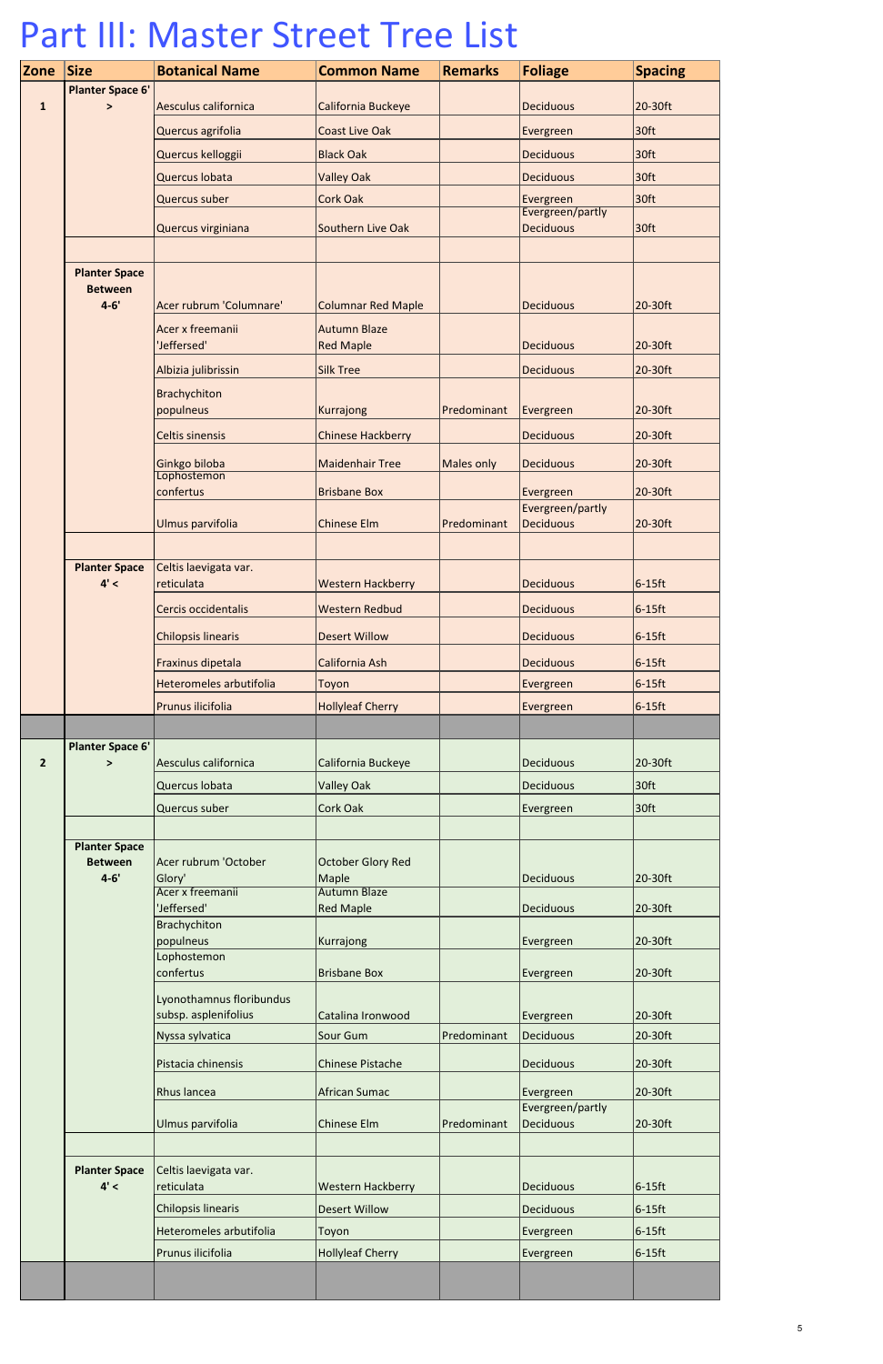# Part III: Master Street Tree List

| Zone | Size | Botanical Name | Common Name | Remarks | Foliage | Spacing |
|---|---|---|---|---|---|---|
| 1 | Planter Space 6' > | Aesculus californica | California Buckeye | | Deciduous | 20-30ft |
| | | Quercus agrifolia | Coast Live Oak | | Evergreen | 30ft |
| | | Quercus kelloggii | Black Oak | | Deciduous | 30ft |
| | | Quercus lobata | Valley Oak | | Deciduous | 30ft |
| | | Quercus suber | Cork Oak | | Evergreen | 30ft |
| | | Quercus virginiana | Southern Live Oak | | Evergreen/partly Deciduous | 30ft |
| | | | | | | |
| | Planter Space Between 4-6' | Acer rubrum 'Columnare' | Columnar Red Maple | | Deciduous | 20-30ft |
| | | Acer x freemanii 'Jeffersed' | Autumn Blaze Red Maple | | Deciduous | 20-30ft |
| | | Albizia julibrissin | Silk Tree | | Deciduous | 20-30ft |
| | | Brachychiton populneus | Kurrajong | Predominant | Evergreen | 20-30ft |
| | | Celtis sinensis | Chinese Hackberry | | Deciduous | 20-30ft |
| | | Ginkgo biloba | Maidenhair Tree | Males only | Deciduous | 20-30ft |
| | | Lophostemon confertus | Brisbane Box | | Evergreen | 20-30ft |
| | | Ulmus parvifolia | Chinese Elm | Predominant | Evergreen/partly Deciduous | 20-30ft |
| | | | | | | |
| | Planter Space 4' < | Celtis laevigata var. reticulata | Western Hackberry | | Deciduous | 6-15ft |
| | | Cercis occidentalis | Western Redbud | | Deciduous | 6-15ft |
| | | Chilopsis linearis | Desert Willow | | Deciduous | 6-15ft |
| | | Fraxinus dipetala | California Ash | | Deciduous | 6-15ft |
| | | Heteromeles arbutifolia | Toyon | | Evergreen | 6-15ft |
| | | Prunus ilicifolia | Hollyleaf Cherry | | Evergreen | 6-15ft |
| | | | | | | |
| 2 | Planter Space 6' > | Aesculus californica | California Buckeye | | Deciduous | 20-30ft |
| | | Quercus lobata | Valley Oak | | Deciduous | 30ft |
| | | Quercus suber | Cork Oak | | Evergreen | 30ft |
| | | | | | | |
| | Planter Space Between 4-6' | Acer rubrum 'October Glory' | October Glory Red Maple | | Deciduous | 20-30ft |
| | | Acer x freemanii 'Jeffersed' | Autumn Blaze Red Maple | | Deciduous | 20-30ft |
| | | Brachychiton populneus | Kurrajong | | Evergreen | 20-30ft |
| | | Lophostemon confertus | Brisbane Box | | Evergreen | 20-30ft |
| | | Lyonothamnus floribundus subsp. asplenifolius | Catalina Ironwood | | Evergreen | 20-30ft |
| | | Nyssa sylvatica | Sour Gum | Predominant | Deciduous | 20-30ft |
| | | Pistacia chinensis | Chinese Pistache | | Deciduous | 20-30ft |
| | | Rhus lancea | African Sumac | | Evergreen | 20-30ft |
| | | Ulmus parvifolia | Chinese Elm | Predominant | Evergreen/partly Deciduous | 20-30ft |
| | | | | | | |
| | Planter Space 4' < | Celtis laevigata var. reticulata | Western Hackberry | | Deciduous | 6-15ft |
| | | Chilopsis linearis | Desert Willow | | Deciduous | 6-15ft |
| | | Heteromeles arbutifolia | Toyon | | Evergreen | 6-15ft |
| | | Prunus ilicifolia | Hollyleaf Cherry | | Evergreen | 6-15ft |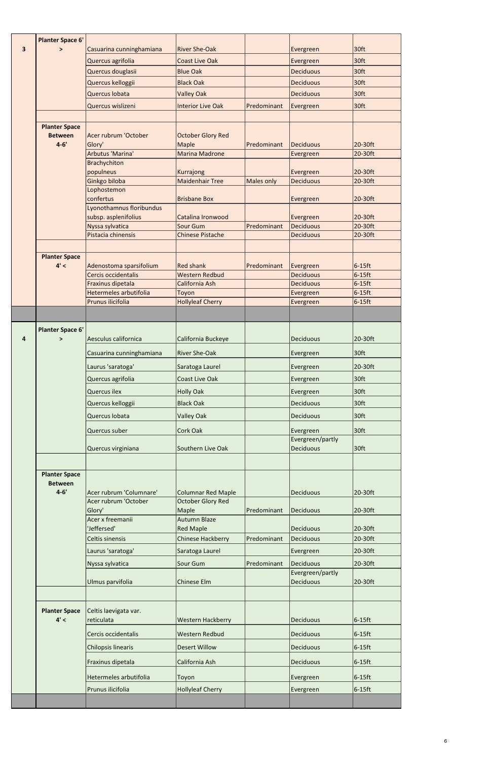|  |  |  |  |  |  |  |
|---|---|---|---|---|---|---|
| 3 | Planter Space 6' > | Casuarina cunninghamiana | River She-Oak |  | Evergreen | 30ft |
|  |  | Quercus agrifolia | Coast Live Oak |  | Evergreen | 30ft |
|  |  | Quercus douglasii | Blue Oak |  | Deciduous | 30ft |
|  |  | Quercus kelloggii | Black Oak |  | Deciduous | 30ft |
|  |  | Quercus lobata | Valley Oak |  | Deciduous | 30ft |
|  |  | Quercus wislizeni | Interior Live Oak | Predominant | Evergreen | 30ft |
|  |  |  |  |  |  |  |
|  | Planter Space Between 4-6' | Acer rubrum 'October Glory' | October Glory Red Maple | Predominant | Deciduous | 20-30ft |
|  |  | Arbutus 'Marina' | Marina Madrone |  | Evergreen | 20-30ft |
|  |  | Brachychiton populneus | Kurrajong |  | Evergreen | 20-30ft |
|  |  | Ginkgo biloba | Maidenhair Tree | Males only | Deciduous | 20-30ft |
|  |  | Lophostemon confertus | Brisbane Box |  | Evergreen | 20-30ft |
|  |  | Lyonothamnus floribundus subsp. asplenifolius | Catalina Ironwood |  | Evergreen | 20-30ft |
|  |  | Nyssa sylvatica | Sour Gum | Predominant | Deciduous | 20-30ft |
|  |  | Pistacia chinensis | Chinese Pistache |  | Deciduous | 20-30ft |
|  |  |  |  |  |  |  |
|  | Planter Space 4' < | Adenostoma sparsifolium | Red shank | Predominant | Evergreen | 6-15ft |
|  |  | Cercis occidentalis | Western Redbud |  | Deciduous | 6-15ft |
|  |  | Fraxinus dipetala | California Ash |  | Deciduous | 6-15ft |
|  |  | Hetermeles arbutifolia | Toyon |  | Evergreen | 6-15ft |
|  |  | Prunus ilicifolia | Hollyleaf Cherry |  | Evergreen | 6-15ft |
|  |  |  |  |  |  |  |
| 4 | Planter Space 6' > | Aesculus californica | California Buckeye |  | Deciduous | 20-30ft |
|  |  | Casuarina cunninghamiana | River She-Oak |  | Evergreen | 30ft |
|  |  | Laurus 'saratoga' | Saratoga Laurel |  | Evergreen | 20-30ft |
|  |  | Quercus agrifolia | Coast Live Oak |  | Evergreen | 30ft |
|  |  | Quercus ilex | Holly Oak |  | Evergreen | 30ft |
|  |  | Quercus kelloggii | Black Oak |  | Deciduous | 30ft |
|  |  | Quercus lobata | Valley Oak |  | Deciduous | 30ft |
|  |  | Quercus suber | Cork Oak |  | Evergreen | 30ft |
|  |  | Quercus virginiana | Southern Live Oak |  | Evergreen/partly Deciduous | 30ft |
|  |  |  |  |  |  |  |
|  | Planter Space Between 4-6' | Acer rubrum 'Columnare' | Columnar Red Maple |  | Deciduous | 20-30ft |
|  |  | Acer rubrum 'October Glory' | October Glory Red Maple | Predominant | Deciduous | 20-30ft |
|  |  | Acer x freemanii 'Jeffersed' | Autumn Blaze Red Maple |  | Deciduous | 20-30ft |
|  |  | Celtis sinensis | Chinese Hackberry | Predominant | Deciduous | 20-30ft |
|  |  | Laurus 'saratoga' | Saratoga Laurel |  | Evergreen | 20-30ft |
|  |  | Nyssa sylvatica | Sour Gum | Predominant | Deciduous | 20-30ft |
|  |  | Ulmus parvifolia | Chinese Elm |  | Evergreen/partly Deciduous | 20-30ft |
|  |  |  |  |  |  |  |
|  | Planter Space 4' < | Celtis laevigata var. reticulata | Western Hackberry |  | Deciduous | 6-15ft |
|  |  | Cercis occidentalis | Western Redbud |  | Deciduous | 6-15ft |
|  |  | Chilopsis linearis | Desert Willow |  | Deciduous | 6-15ft |
|  |  | Fraxinus dipetala | California Ash |  | Deciduous | 6-15ft |
|  |  | Hetermeles arbutifolia | Toyon |  | Evergreen | 6-15ft |
|  |  | Prunus ilicifolia | Hollyleaf Cherry |  | Evergreen | 6-15ft |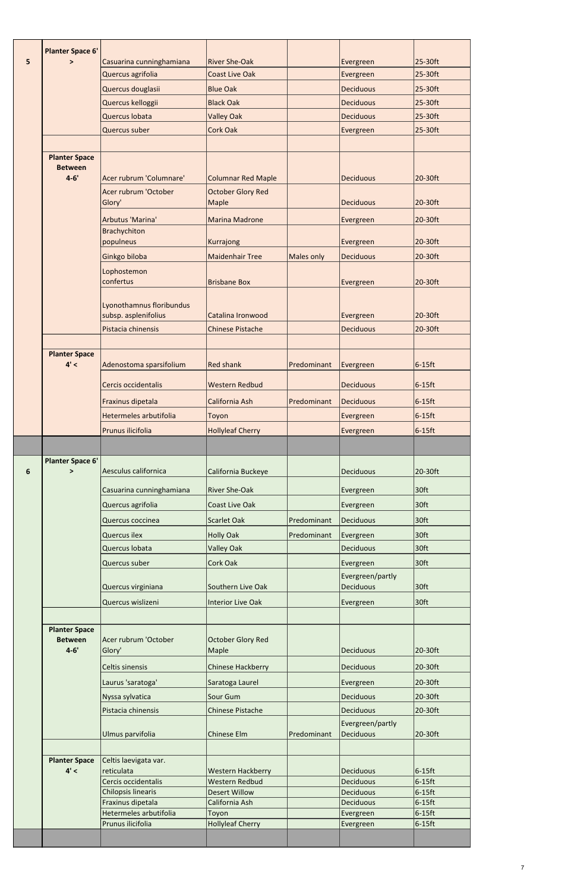| | | | | | | |
|---|---|---|---|---|---|---|
| 5 | Planter Space 6' > | Casuarina cunninghamiana | River She-Oak | | Evergreen | 25-30ft |
| | | Quercus agrifolia | Coast Live Oak | | Evergreen | 25-30ft |
| | | Quercus douglasii | Blue Oak | | Deciduous | 25-30ft |
| | | Quercus kelloggii | Black Oak | | Deciduous | 25-30ft |
| | | Quercus lobata | Valley Oak | | Deciduous | 25-30ft |
| | | Quercus suber | Cork Oak | | Evergreen | 25-30ft |
| | | | | | | |
| | Planter Space Between 4-6' | Acer rubrum 'Columnare' | Columnar Red Maple | | Deciduous | 20-30ft |
| | | Acer rubrum 'October Glory' | October Glory Red Maple | | Deciduous | 20-30ft |
| | | Arbutus 'Marina' | Marina Madrone | | Evergreen | 20-30ft |
| | | Brachychiton populneus | Kurrajong | | Evergreen | 20-30ft |
| | | Ginkgo biloba | Maidenhair Tree | Males only | Deciduous | 20-30ft |
| | | Lophostemon confertus | Brisbane Box | | Evergreen | 20-30ft |
| | | Lyonothamnus floribundus subsp. asplenifolius | Catalina Ironwood | | Evergreen | 20-30ft |
| | | Pistacia chinensis | Chinese Pistache | | Deciduous | 20-30ft |
| | | | | | | |
| | Planter Space 4' < | Adenostoma sparsifolium | Red shank | Predominant | Evergreen | 6-15ft |
| | | Cercis occidentalis | Western Redbud | | Deciduous | 6-15ft |
| | | Fraxinus dipetala | California Ash | Predominant | Deciduous | 6-15ft |
| | | Hetermeles arbutifolia | Toyon | | Evergreen | 6-15ft |
| | | Prunus ilicifolia | Hollyleaf Cherry | | Evergreen | 6-15ft |
| | | | | | | |
| 6 | Planter Space 6' > | Aesculus californica | California Buckeye | | Deciduous | 20-30ft |
| | | Casuarina cunninghamiana | River She-Oak | | Evergreen | 30ft |
| | | Quercus agrifolia | Coast Live Oak | | Evergreen | 30ft |
| | | Quercus coccinea | Scarlet Oak | Predominant | Deciduous | 30ft |
| | | Quercus ilex | Holly Oak | Predominant | Evergreen | 30ft |
| | | Quercus lobata | Valley Oak | | Deciduous | 30ft |
| | | Quercus suber | Cork Oak | | Evergreen | 30ft |
| | | Quercus virginiana | Southern Live Oak | | Evergreen/partly Deciduous | 30ft |
| | | Quercus wislizeni | Interior Live Oak | | Evergreen | 30ft |
| | | | | | | |
| | Planter Space Between 4-6' | Acer rubrum 'October Glory' | October Glory Red Maple | | Deciduous | 20-30ft |
| | | Celtis sinensis | Chinese Hackberry | | Deciduous | 20-30ft |
| | | Laurus 'saratoga' | Saratoga Laurel | | Evergreen | 20-30ft |
| | | Nyssa sylvatica | Sour Gum | | Deciduous | 20-30ft |
| | | Pistacia chinensis | Chinese Pistache | | Deciduous | 20-30ft |
| | | Ulmus parvifolia | Chinese Elm | Predominant | Evergreen/partly Deciduous | 20-30ft |
| | | | | | | |
| | Planter Space 4' < | Celtis laevigata var. reticulata | Western Hackberry | | Deciduous | 6-15ft |
| | | Cercis occidentalis | Western Redbud | | Deciduous | 6-15ft |
| | | Chilopsis linearis | Desert Willow | | Deciduous | 6-15ft |
| | | Fraxinus dipetala | California Ash | | Deciduous | 6-15ft |
| | | Hetermeles arbutifolia | Toyon | | Evergreen | 6-15ft |
| | | Prunus ilicifolia | Hollyleaf Cherry | | Evergreen | 6-15ft |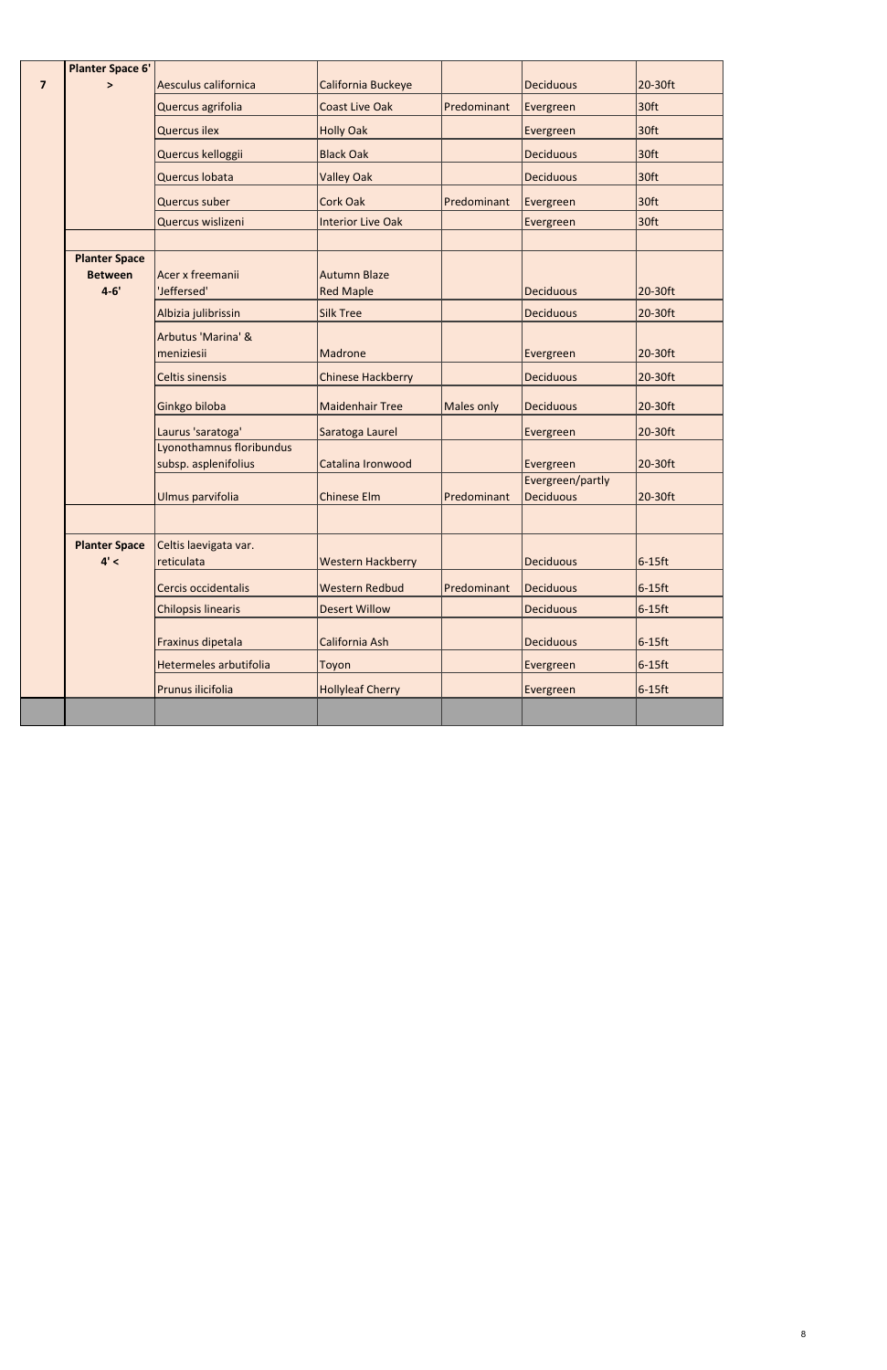| 7 | Planter Space 6' > | Aesculus californica | California Buckeye | | Deciduous | 20-30ft |
|---|---|---|---|---|---|---|
| | | Quercus agrifolia | Coast Live Oak | Predominant | Evergreen | 30ft |
| | | Quercus ilex | Holly Oak | | Evergreen | 30ft |
| | | Quercus kelloggii | Black Oak | | Deciduous | 30ft |
| | | Quercus lobata | Valley Oak | | Deciduous | 30ft |
| | | Quercus suber | Cork Oak | Predominant | Evergreen | 30ft |
| | | Quercus wislizeni | Interior Live Oak | | Evergreen | 30ft |
| | | | | | | |
| | Planter Space Between 4-6' | Acer x freemanii 'Jeffersed' | Autumn Blaze Red Maple | | Deciduous | 20-30ft |
| | | Albizia julibrissin | Silk Tree | | Deciduous | 20-30ft |
| | | Arbutus 'Marina' & meniziesii | Madrone | | Evergreen | 20-30ft |
| | | Celtis sinensis | Chinese Hackberry | | Deciduous | 20-30ft |
| | | Ginkgo biloba | Maidenhair Tree | Males only | Deciduous | 20-30ft |
| | | Laurus 'saratoga' | Saratoga Laurel | | Evergreen | 20-30ft |
| | | Lyonothamnus floribundus subsp. asplenifolius | Catalina Ironwood | | Evergreen | 20-30ft |
| | | Ulmus parvifolia | Chinese Elm | Predominant | Evergreen/partly Deciduous | 20-30ft |
| | | | | | | |
| | Planter Space 4' < | Celtis laevigata var. reticulata | Western Hackberry | | Deciduous | 6-15ft |
| | | Cercis occidentalis | Western Redbud | Predominant | Deciduous | 6-15ft |
| | | Chilopsis linearis | Desert Willow | | Deciduous | 6-15ft |
| | | Fraxinus dipetala | California Ash | | Deciduous | 6-15ft |
| | | Hetermeles arbutifolia | Toyon | | Evergreen | 6-15ft |
| | | Prunus ilicifolia | Hollyleaf Cherry | | Evergreen | 6-15ft |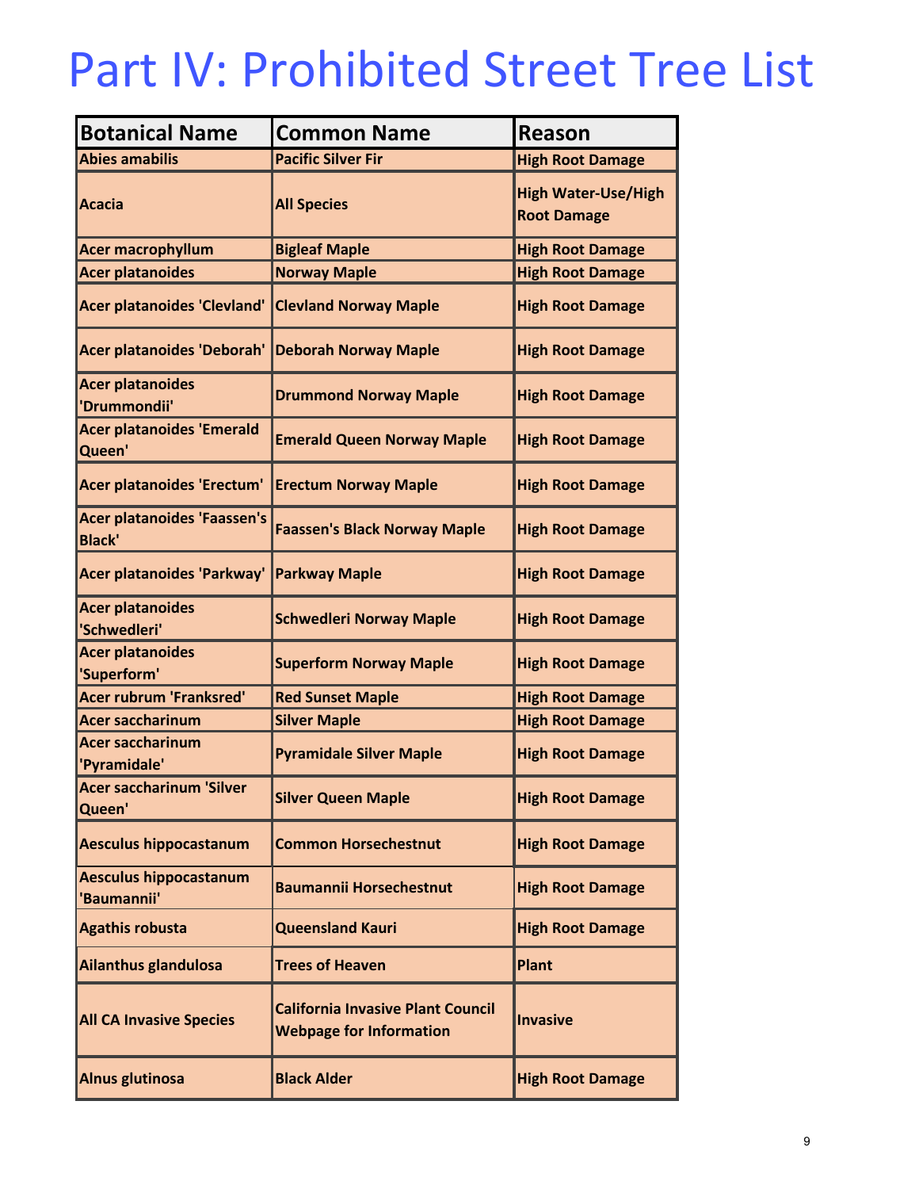# Part IV: Prohibited Street Tree List

| Botanical Name | Common Name | Reason |
|---|---|---|
| Abies amabilis | Pacific Silver Fir | High Root Damage |
| Acacia | All Species | High Water-Use/High Root Damage |
| Acer macrophyllum | Bigleaf Maple | High Root Damage |
| Acer platanoides | Norway Maple | High Root Damage |
| Acer platanoides 'Clevland' | Clevland Norway Maple | High Root Damage |
| Acer platanoides 'Deborah' | Deborah Norway Maple | High Root Damage |
| Acer platanoides 'Drummondii' | Drummond Norway Maple | High Root Damage |
| Acer platanoides 'Emerald Queen' | Emerald Queen Norway Maple | High Root Damage |
| Acer platanoides 'Erectum' | Erectum Norway Maple | High Root Damage |
| Acer platanoides 'Faassen's Black' | Faassen's Black Norway Maple | High Root Damage |
| Acer platanoides 'Parkway' | Parkway Maple | High Root Damage |
| Acer platanoides 'Schwedleri' | Schwedleri Norway Maple | High Root Damage |
| Acer platanoides 'Superform' | Superform Norway Maple | High Root Damage |
| Acer rubrum 'Franksred' | Red Sunset Maple | High Root Damage |
| Acer saccharinum | Silver Maple | High Root Damage |
| Acer saccharinum 'Pyramidale' | Pyramidale Silver Maple | High Root Damage |
| Acer saccharinum 'Silver Queen' | Silver Queen Maple | High Root Damage |
| Aesculus hippocastanum | Common Horsechestnut | High Root Damage |
| Aesculus hippocastanum 'Baumannii' | Baumannii Horsechestnut | High Root Damage |
| Agathis robusta | Queensland Kauri | High Root Damage |
| Ailanthus glandulosa | Trees of Heaven | Plant |
| All CA Invasive Species | California Invasive Plant Council Webpage for Information | Invasive |
| Alnus glutinosa | Black Alder | High Root Damage |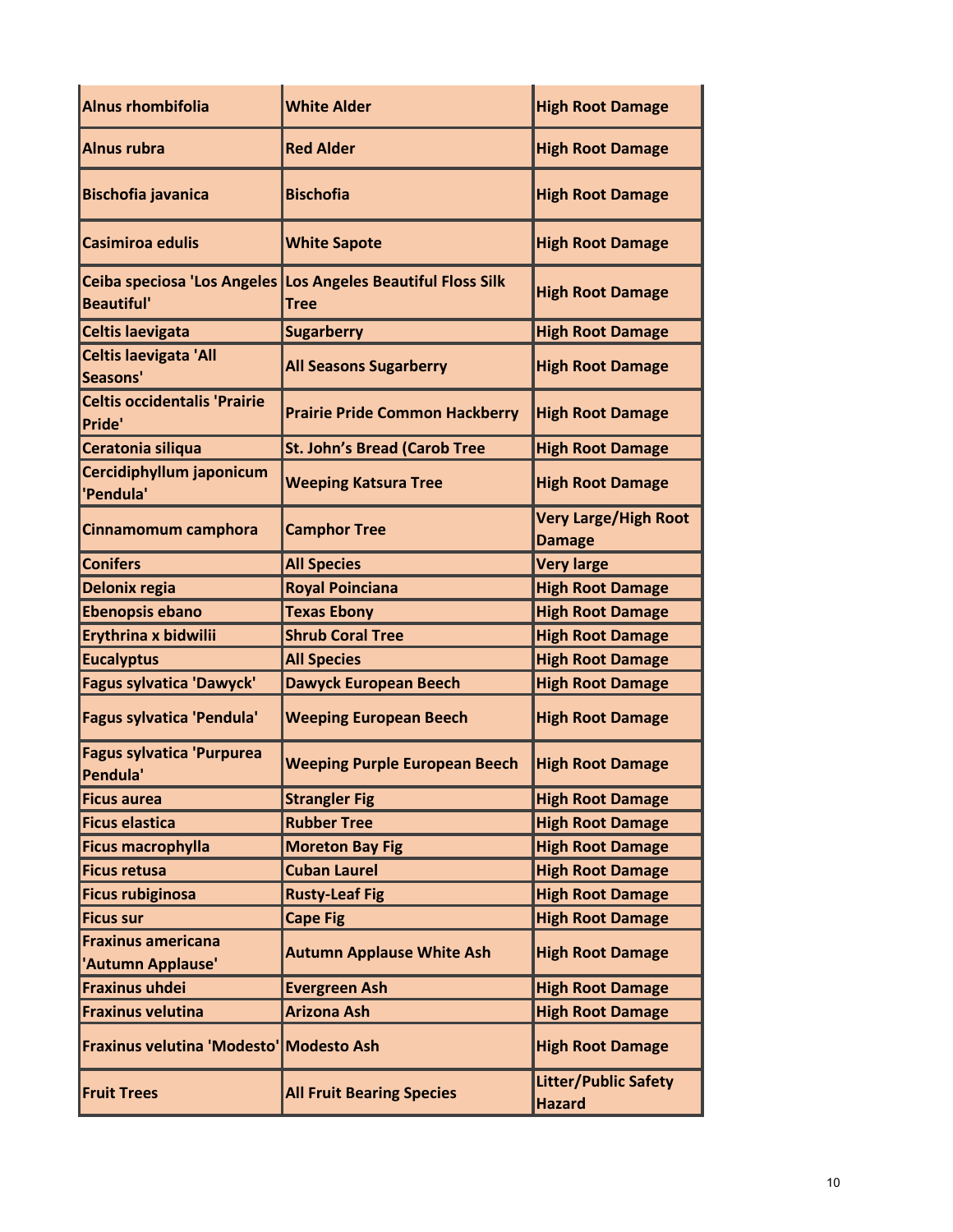| | | |
|---|---|---|
| **Alnus rhombifolia** | **White Alder** | **High Root Damage** |
| **Alnus rubra** | **Red Alder** | **High Root Damage** |
| **Bischofia javanica** | **Bischofia** | **High Root Damage** |
| **Casimiroa edulis** | **White Sapote** | **High Root Damage** |
| **Ceiba speciosa 'Los Angeles Beautiful'** | **Los Angeles Beautiful Floss Silk Tree** | **High Root Damage** |
| **Celtis laevigata** | **Sugarberry** | **High Root Damage** |
| **Celtis laevigata 'All Seasons'** | **All Seasons Sugarberry** | **High Root Damage** |
| **Celtis occidentalis 'Prairie Pride'** | **Prairie Pride Common Hackberry** | **High Root Damage** |
| **Ceratonia siliqua** | **St. John's Bread (Carob Tree** | **High Root Damage** |
| **Cercidiphyllum japonicum 'Pendula'** | **Weeping Katsura Tree** | **High Root Damage** |
| **Cinnamomum camphora** | **Camphor Tree** | **Very Large/High Root Damage** |
| **Conifers** | **All Species** | **Very large** |
| **Delonix regia** | **Royal Poinciana** | **High Root Damage** |
| **Ebenopsis ebano** | **Texas Ebony** | **High Root Damage** |
| **Erythrina x bidwilii** | **Shrub Coral Tree** | **High Root Damage** |
| **Eucalyptus** | **All Species** | **High Root Damage** |
| **Fagus sylvatica 'Dawyck'** | **Dawyck European Beech** | **High Root Damage** |
| **Fagus sylvatica 'Pendula'** | **Weeping European Beech** | **High Root Damage** |
| **Fagus sylvatica 'Purpurea Pendula'** | **Weeping Purple European Beech** | **High Root Damage** |
| **Ficus aurea** | **Strangler Fig** | **High Root Damage** |
| **Ficus elastica** | **Rubber Tree** | **High Root Damage** |
| **Ficus macrophylla** | **Moreton Bay Fig** | **High Root Damage** |
| **Ficus retusa** | **Cuban Laurel** | **High Root Damage** |
| **Ficus rubiginosa** | **Rusty-Leaf Fig** | **High Root Damage** |
| **Ficus sur** | **Cape Fig** | **High Root Damage** |
| **Fraxinus americana 'Autumn Applause'** | **Autumn Applause White Ash** | **High Root Damage** |
| **Fraxinus uhdei** | **Evergreen Ash** | **High Root Damage** |
| **Fraxinus velutina** | **Arizona Ash** | **High Root Damage** |
| **Fraxinus velutina 'Modesto'** | **Modesto Ash** | **High Root Damage** |
| **Fruit Trees** | **All Fruit Bearing Species** | **Litter/Public Safety Hazard** |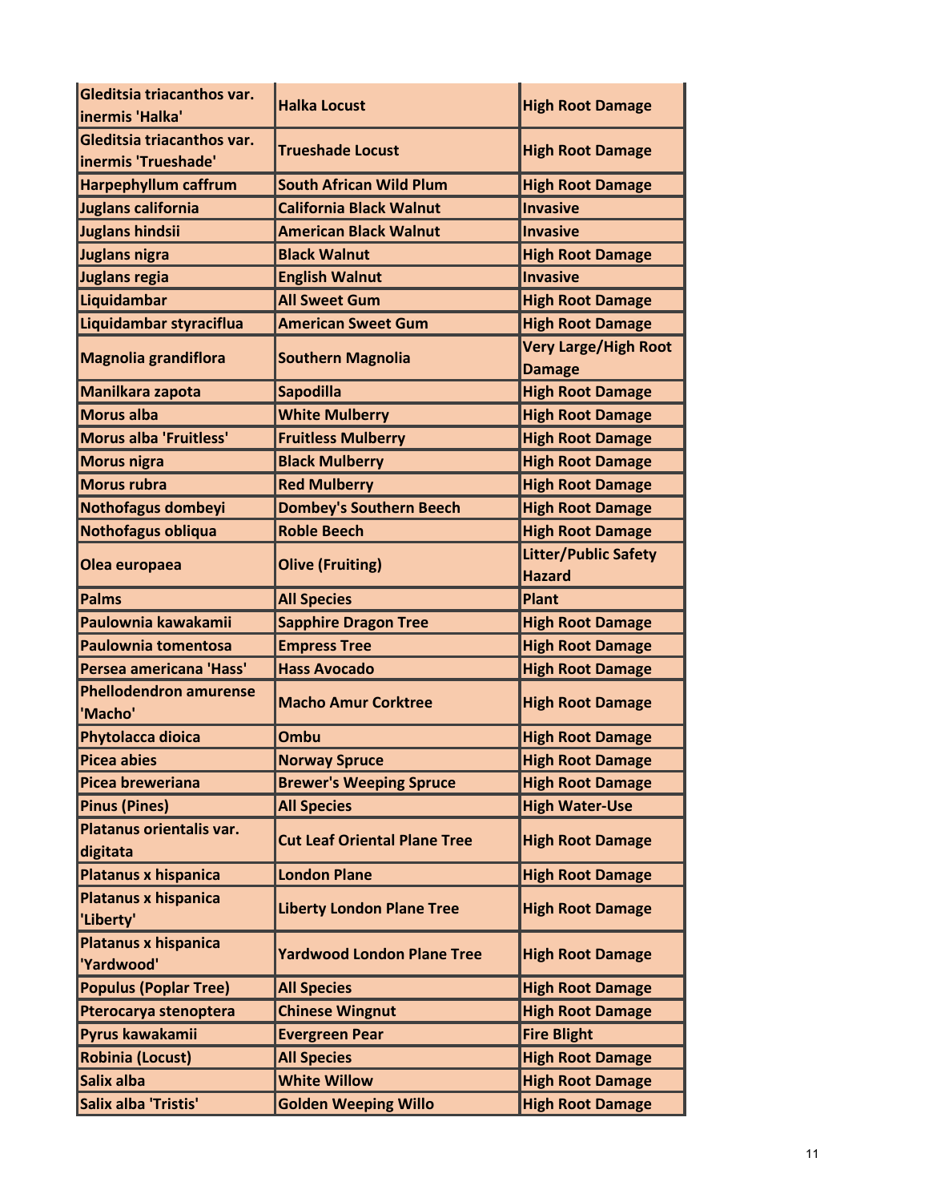| Gleditsia triacanthos var. inermis 'Halka' | Halka Locust | High Root Damage |
|---|---|---|
| Gleditsia triacanthos var. inermis 'Trueshade' | Trueshade Locust | High Root Damage |
| Harpephyllum caffrum | South African Wild Plum | High Root Damage |
| Juglans california | California Black Walnut | Invasive |
| Juglans hindsii | American Black Walnut | Invasive |
| Juglans nigra | Black Walnut | High Root Damage |
| Juglans regia | English Walnut | Invasive |
| Liquidambar | All Sweet Gum | High Root Damage |
| Liquidambar styraciflua | American Sweet Gum | High Root Damage |
| Magnolia grandiflora | Southern Magnolia | Very Large/High Root Damage |
| Manilkara zapota | Sapodilla | High Root Damage |
| Morus alba | White Mulberry | High Root Damage |
| Morus alba 'Fruitless' | Fruitless Mulberry | High Root Damage |
| Morus nigra | Black Mulberry | High Root Damage |
| Morus rubra | Red Mulberry | High Root Damage |
| Nothofagus dombeyi | Dombey's Southern Beech | High Root Damage |
| Nothofagus obliqua | Roble Beech | High Root Damage |
| Olea europaea | Olive (Fruiting) | Litter/Public Safety Hazard |
| Palms | All Species | Plant |
| Paulownia kawakamii | Sapphire Dragon Tree | High Root Damage |
| Paulownia tomentosa | Empress Tree | High Root Damage |
| Persea americana 'Hass' | Hass Avocado | High Root Damage |
| Phellodendron amurense 'Macho' | Macho Amur Corktree | High Root Damage |
| Phytolacca dioica | Ombu | High Root Damage |
| Picea abies | Norway Spruce | High Root Damage |
| Picea breweriana | Brewer's Weeping Spruce | High Root Damage |
| Pinus (Pines) | All Species | High Water-Use |
| Platanus orientalis var. digitata | Cut Leaf Oriental Plane Tree | High Root Damage |
| Platanus x hispanica | London Plane | High Root Damage |
| Platanus x hispanica 'Liberty' | Liberty London Plane Tree | High Root Damage |
| Platanus x hispanica 'Yardwood' | Yardwood London Plane Tree | High Root Damage |
| Populus (Poplar Tree) | All Species | High Root Damage |
| Pterocarya stenoptera | Chinese Wingnut | High Root Damage |
| Pyrus kawakamii | Evergreen Pear | Fire Blight |
| Robinia (Locust) | All Species | High Root Damage |
| Salix alba | White Willow | High Root Damage |
| Salix alba 'Tristis' | Golden Weeping Willo | High Root Damage |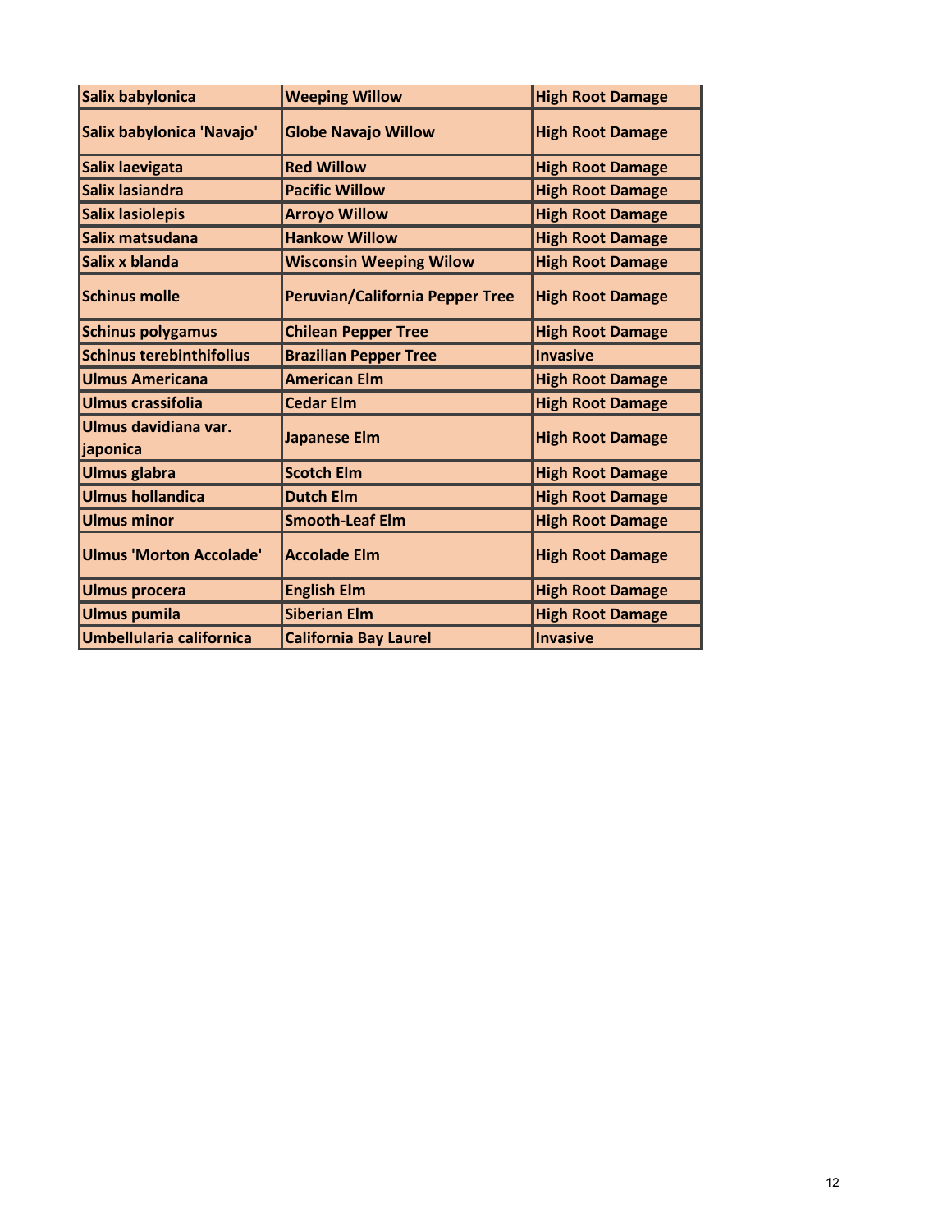| | | |
|---|---|---|
| **Salix babylonica** | **Weeping Willow** | **High Root Damage** |
| **Salix babylonica 'Navajo'** | **Globe Navajo Willow** | **High Root Damage** |
| **Salix laevigata** | **Red Willow** | **High Root Damage** |
| **Salix lasiandra** | **Pacific Willow** | **High Root Damage** |
| **Salix lasiolepis** | **Arroyo Willow** | **High Root Damage** |
| **Salix matsudana** | **Hankow Willow** | **High Root Damage** |
| **Salix x blanda** | **Wisconsin Weeping Wilow** | **High Root Damage** |
| **Schinus molle** | **Peruvian/California Pepper Tree** | **High Root Damage** |
| **Schinus polygamus** | **Chilean Pepper Tree** | **High Root Damage** |
| **Schinus terebinthifolius** | **Brazilian Pepper Tree** | **Invasive** |
| **Ulmus Americana** | **American Elm** | **High Root Damage** |
| **Ulmus crassifolia** | **Cedar Elm** | **High Root Damage** |
| **Ulmus davidiana var. japonica** | **Japanese Elm** | **High Root Damage** |
| **Ulmus glabra** | **Scotch Elm** | **High Root Damage** |
| **Ulmus hollandica** | **Dutch Elm** | **High Root Damage** |
| **Ulmus minor** | **Smooth-Leaf Elm** | **High Root Damage** |
| **Ulmus 'Morton Accolade'** | **Accolade Elm** | **High Root Damage** |
| **Ulmus procera** | **English Elm** | **High Root Damage** |
| **Ulmus pumila** | **Siberian Elm** | **High Root Damage** |
| **Umbellularia californica** | **California Bay Laurel** | **Invasive** |